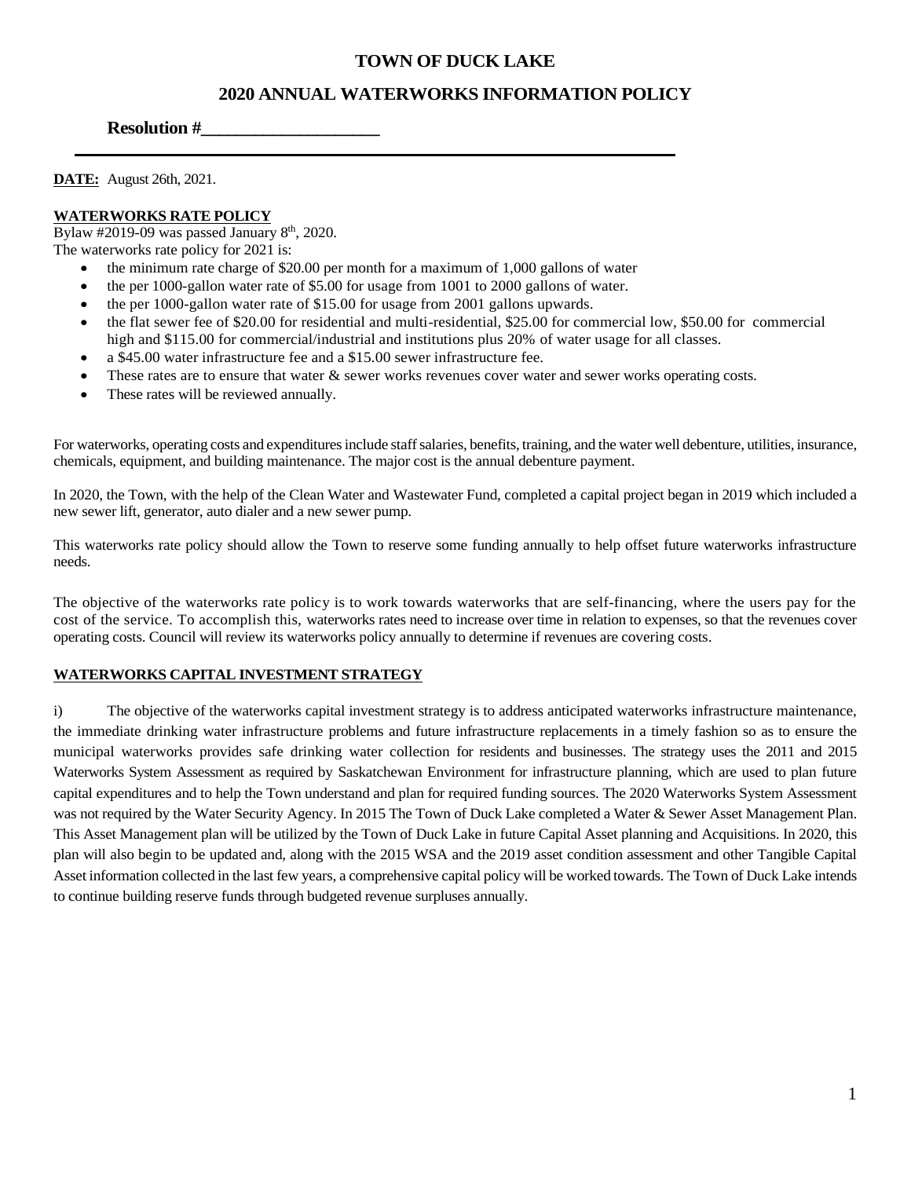# TOWN OF DUCK LAKE

## 2020 ANNUAL WATERWORKS INFORMATION POLICY

**Resolution #____________________**

**DATE:** August 26th, 2021.

**WATERWORKS RATE POLICY**

Bylaw #2019-09 was passed January 8th, 2020.
The waterworks rate policy for 2021 is:

- the minimum rate charge of $20.00 per month for a maximum of 1,000 gallons of water
- the per 1000-gallon water rate of $5.00 for usage from 1001 to 2000 gallons of water.
- the per 1000-gallon water rate of $15.00 for usage from 2001 gallons upwards.
- the flat sewer fee of $20.00 for residential and multi-residential, $25.00 for commercial low, $50.00 for commercial high and $115.00 for commercial/industrial and institutions plus 20% of water usage for all classes.
- a $45.00 water infrastructure fee and a $15.00 sewer infrastructure fee.
- These rates are to ensure that water & sewer works revenues cover water and sewer works operating costs.
- These rates will be reviewed annually.

For waterworks, operating costs and expenditures include staff salaries, benefits, training, and the water well debenture, utilities, insurance, chemicals, equipment, and building maintenance. The major cost is the annual debenture payment.

In 2020, the Town, with the help of the Clean Water and Wastewater Fund, completed a capital project began in 2019 which included a new sewer lift, generator, auto dialer and a new sewer pump.

This waterworks rate policy should allow the Town to reserve some funding annually to help offset future waterworks infrastructure needs.

The objective of the waterworks rate policy is to work towards waterworks that are self-financing, where the users pay for the cost of the service. To accomplish this, waterworks rates need to increase over time in relation to expenses, so that the revenues cover operating costs. Council will review its waterworks policy annually to determine if revenues are covering costs.

**WATERWORKS CAPITAL INVESTMENT STRATEGY**

i) The objective of the waterworks capital investment strategy is to address anticipated waterworks infrastructure maintenance, the immediate drinking water infrastructure problems and future infrastructure replacements in a timely fashion so as to ensure the municipal waterworks provides safe drinking water collection for residents and businesses. The strategy uses the 2011 and 2015 Waterworks System Assessment as required by Saskatchewan Environment for infrastructure planning, which are used to plan future capital expenditures and to help the Town understand and plan for required funding sources. The 2020 Waterworks System Assessment was not required by the Water Security Agency. In 2015 The Town of Duck Lake completed a Water & Sewer Asset Management Plan. This Asset Management plan will be utilized by the Town of Duck Lake in future Capital Asset planning and Acquisitions. In 2020, this plan will also begin to be updated and, along with the 2015 WSA and the 2019 asset condition assessment and other Tangible Capital Asset information collected in the last few years, a comprehensive capital policy will be worked towards. The Town of Duck Lake intends to continue building reserve funds through budgeted revenue surpluses annually.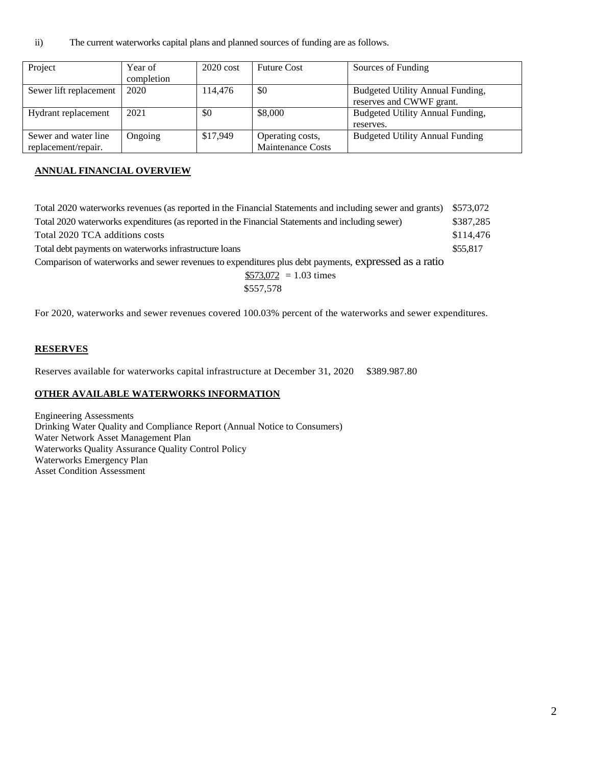ii) The current waterworks capital plans and planned sources of funding are as follows.

| Project | Year of completion | 2020 cost | Future Cost | Sources of Funding |
|---|---|---|---|---|
| Sewer lift replacement | 2020 | 114,476 | $0 | Budgeted Utility Annual Funding, reserves and CWWF grant. |
| Hydrant replacement | 2021 | $0 | $8,000 | Budgeted Utility Annual Funding, reserves. |
| Sewer and water line replacement/repair. | Ongoing | $17,949 | Operating costs, Maintenance Costs | Budgeted Utility Annual Funding |

## ANNUAL FINANCIAL OVERVIEW

| | |
|---|---|
| Total 2020 waterworks revenues (as reported in the Financial Statements and including sewer and grants) | $573,072 |
| Total 2020 waterworks expenditures (as reported in the Financial Statements and including sewer) | $387,285 |
| Total 2020 TCA additions costs | $114,476 |
| Total debt payments on waterworks infrastructure loans | $55,817 |

Comparison of waterworks and sewer revenues to expenditures plus debt payments, expressed as a ratio

$$\frac{\$573,072}{\$557,578} = 1.03 \text{ times}$$

For 2020, waterworks and sewer revenues covered 100.03% percent of the waterworks and sewer expenditures.

## RESERVES

Reserves available for waterworks capital infrastructure at December 31, 2020 $389.987.80

## OTHER AVAILABLE WATERWORKS INFORMATION

Engineering Assessments
Drinking Water Quality and Compliance Report (Annual Notice to Consumers)
Water Network Asset Management Plan
Waterworks Quality Assurance Quality Control Policy
Waterworks Emergency Plan
Asset Condition Assessment